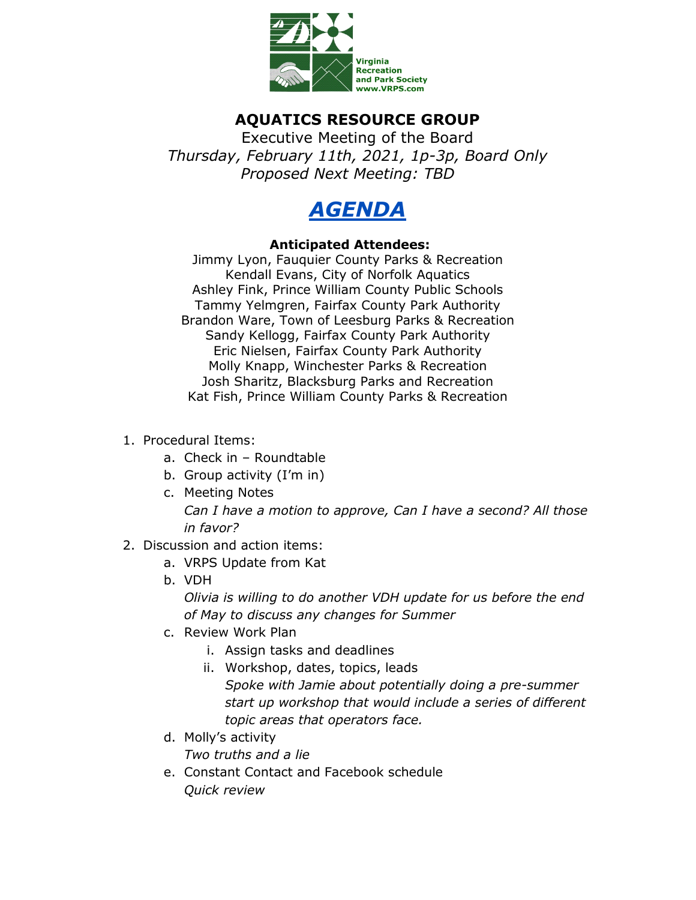Virginia Recreation and Park Society
www.VRPS.com

# AQUATICS RESOURCE GROUP

Executive Meeting of the Board

*Thursday, February 11th, 2021, 1p-3p, Board Only*

*Proposed Next Meeting: TBD*

## AGENDA

**Anticipated Attendees:**

Jimmy Lyon, Fauquier County Parks & Recreation
Kendall Evans, City of Norfolk Aquatics
Ashley Fink, Prince William County Public Schools
Tammy Yelmgren, Fairfax County Park Authority
Brandon Ware, Town of Leesburg Parks & Recreation
Sandy Kellogg, Fairfax County Park Authority
Eric Nielsen, Fairfax County Park Authority
Molly Knapp, Winchester Parks & Recreation
Josh Sharitz, Blacksburg Parks and Recreation
Kat Fish, Prince William County Parks & Recreation

1. Procedural Items:
    a. Check in – Roundtable
    b. Group activity (I'm in)
    c. Meeting Notes
       *Can I have a motion to approve, Can I have a second? All those in favor?*
2. Discussion and action items:
    a. VRPS Update from Kat
    b. VDH
       *Olivia is willing to do another VDH update for us before the end of May to discuss any changes for Summer*
    c. Review Work Plan
        i. Assign tasks and deadlines
        ii. Workshop, dates, topics, leads
            *Spoke with Jamie about potentially doing a pre-summer start up workshop that would include a series of different topic areas that operators face.*
    d. Molly's activity
       *Two truths and a lie*
    e. Constant Contact and Facebook schedule
       *Quick review*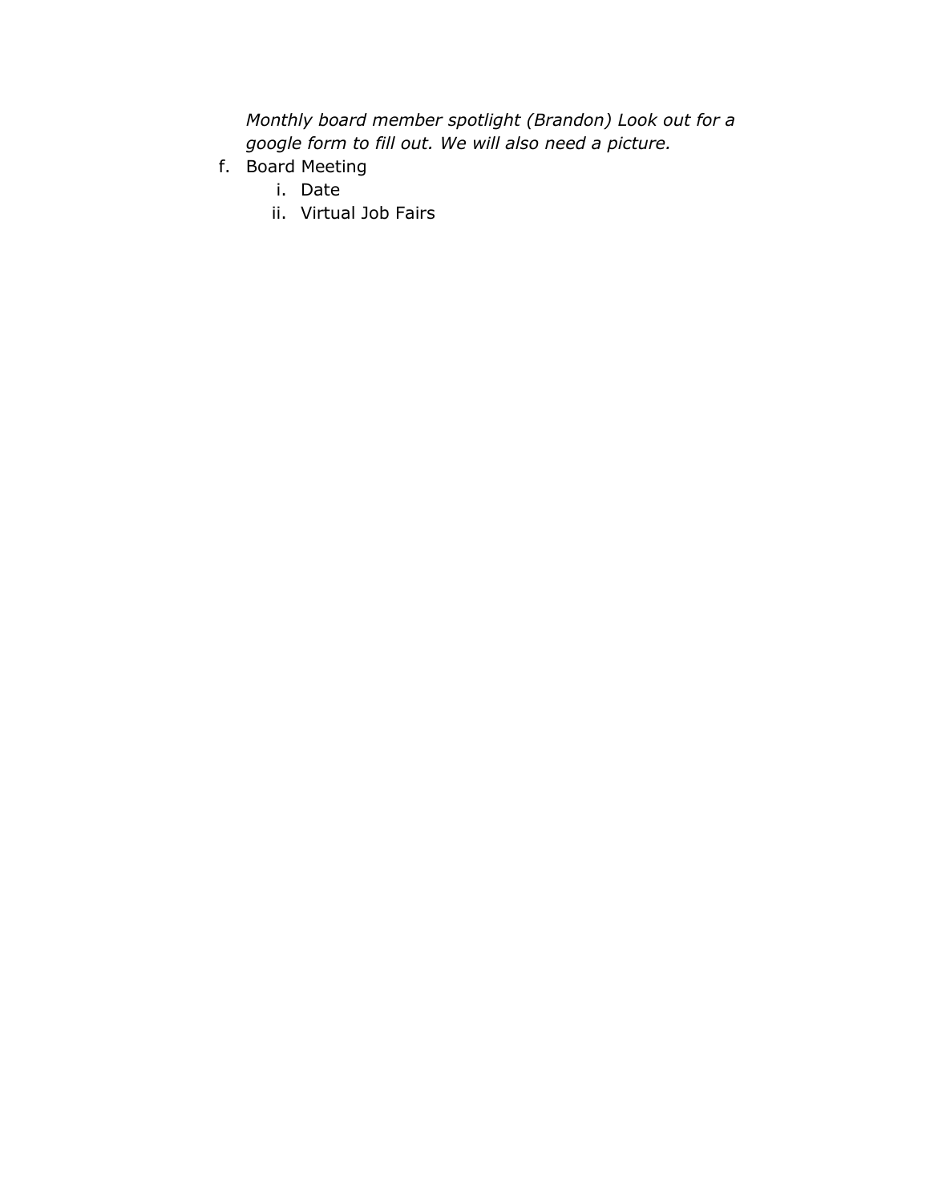*Monthly board member spotlight (Brandon) Look out for a google form to fill out. We will also need a picture.*

f. Board Meeting
   i. Date
   ii. Virtual Job Fairs